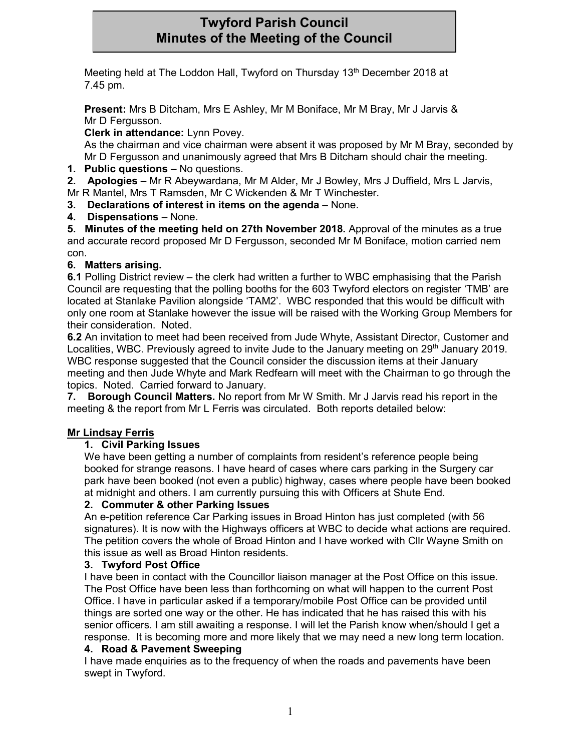# Twyford Parish Council
# Minutes of the Meeting of the Council

Meeting held at The Loddon Hall, Twyford on Thursday 13th December 2018 at 7.45 pm.

**Present:** Mrs B Ditcham, Mrs E Ashley, Mr M Boniface, Mr M Bray, Mr J Jarvis & Mr D Fergusson.

**Clerk in attendance:** Lynn Povey.

As the chairman and vice chairman were absent it was proposed by Mr M Bray, seconded by Mr D Fergusson and unanimously agreed that Mrs B Ditcham should chair the meeting.

**1. Public questions –** No questions.

**2. Apologies –** Mr R Abeywardana, Mr M Alder, Mr J Bowley, Mrs J Duffield, Mrs L Jarvis, Mr R Mantel, Mrs T Ramsden, Mr C Wickenden & Mr T Winchester.

**3. Declarations of interest in items on the agenda** – None.

**4. Dispensations** – None.

**5. Minutes of the meeting held on 27th November 2018.** Approval of the minutes as a true and accurate record proposed Mr D Fergusson, seconded Mr M Boniface, motion carried nem con.

**6. Matters arising.**

**6.1** Polling District review – the clerk had written a further to WBC emphasising that the Parish Council are requesting that the polling booths for the 603 Twyford electors on register 'TMB' are located at Stanlake Pavilion alongside 'TAM2'. WBC responded that this would be difficult with only one room at Stanlake however the issue will be raised with the Working Group Members for their consideration. Noted.

**6.2** An invitation to meet had been received from Jude Whyte, Assistant Director, Customer and Localities, WBC. Previously agreed to invite Jude to the January meeting on 29th January 2019. WBC response suggested that the Council consider the discussion items at their January meeting and then Jude Whyte and Mark Redfearn will meet with the Chairman to go through the topics. Noted. Carried forward to January.

**7. Borough Council Matters.** No report from Mr W Smith. Mr J Jarvis read his report in the meeting & the report from Mr L Ferris was circulated. Both reports detailed below:

**Mr Lindsay Ferris**

1. **Civil Parking Issues**
   We have been getting a number of complaints from resident's reference people being booked for strange reasons. I have heard of cases where cars parking in the Surgery car park have been booked (not even a public) highway, cases where people have been booked at midnight and others. I am currently pursuing this with Officers at Shute End.
2. **Commuter & other Parking Issues**
   An e-petition reference Car Parking issues in Broad Hinton has just completed (with 56 signatures). It is now with the Highways officers at WBC to decide what actions are required. The petition covers the whole of Broad Hinton and I have worked with Cllr Wayne Smith on this issue as well as Broad Hinton residents.
3. **Twyford Post Office**
   I have been in contact with the Councillor liaison manager at the Post Office on this issue. The Post Office have been less than forthcoming on what will happen to the current Post Office. I have in particular asked if a temporary/mobile Post Office can be provided until things are sorted one way or the other. He has indicated that he has raised this with his senior officers. I am still awaiting a response. I will let the Parish know when/should I get a response. It is becoming more and more likely that we may need a new long term location.
4. **Road & Pavement Sweeping**
   I have made enquiries as to the frequency of when the roads and pavements have been swept in Twyford.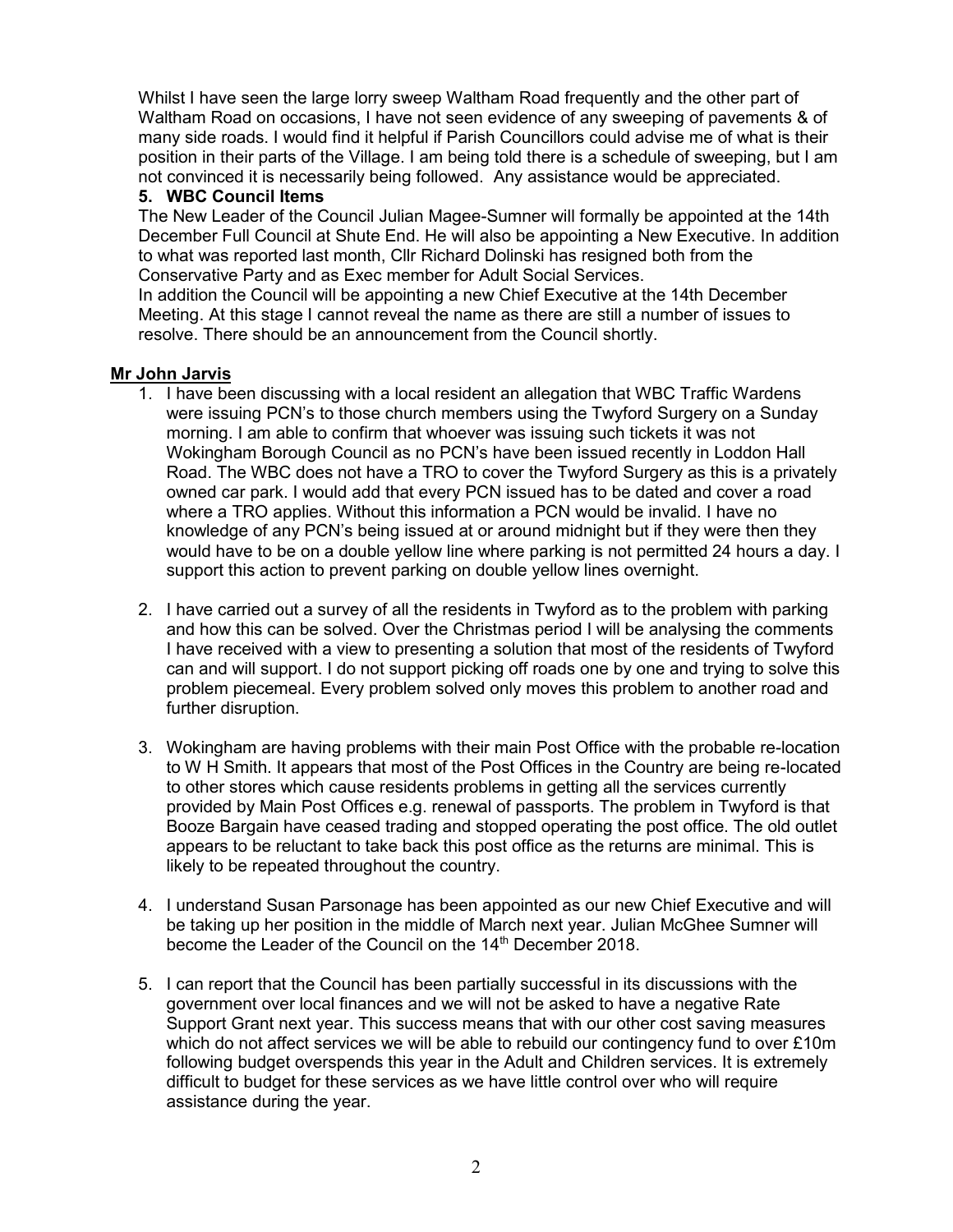Whilst I have seen the large lorry sweep Waltham Road frequently and the other part of Waltham Road on occasions, I have not seen evidence of any sweeping of pavements & of many side roads. I would find it helpful if Parish Councillors could advise me of what is their position in their parts of the Village. I am being told there is a schedule of sweeping, but I am not convinced it is necessarily being followed. Any assistance would be appreciated.

**5. WBC Council Items**

The New Leader of the Council Julian Magee-Sumner will formally be appointed at the 14th December Full Council at Shute End. He will also be appointing a New Executive. In addition to what was reported last month, Cllr Richard Dolinski has resigned both from the Conservative Party and as Exec member for Adult Social Services.

In addition the Council will be appointing a new Chief Executive at the 14th December Meeting. At this stage I cannot reveal the name as there are still a number of issues to resolve. There should be an announcement from the Council shortly.

**<u>Mr John Jarvis</u>**

1. I have been discussing with a local resident an allegation that WBC Traffic Wardens were issuing PCN's to those church members using the Twyford Surgery on a Sunday morning. I am able to confirm that whoever was issuing such tickets it was not Wokingham Borough Council as no PCN's have been issued recently in Loddon Hall Road. The WBC does not have a TRO to cover the Twyford Surgery as this is a privately owned car park. I would add that every PCN issued has to be dated and cover a road where a TRO applies. Without this information a PCN would be invalid. I have no knowledge of any PCN's being issued at or around midnight but if they were then they would have to be on a double yellow line where parking is not permitted 24 hours a day. I support this action to prevent parking on double yellow lines overnight.

2. I have carried out a survey of all the residents in Twyford as to the problem with parking and how this can be solved. Over the Christmas period I will be analysing the comments I have received with a view to presenting a solution that most of the residents of Twyford can and will support. I do not support picking off roads one by one and trying to solve this problem piecemeal. Every problem solved only moves this problem to another road and further disruption.

3. Wokingham are having problems with their main Post Office with the probable re-location to W H Smith. It appears that most of the Post Offices in the Country are being re-located to other stores which cause residents problems in getting all the services currently provided by Main Post Offices e.g. renewal of passports. The problem in Twyford is that Booze Bargain have ceased trading and stopped operating the post office. The old outlet appears to be reluctant to take back this post office as the returns are minimal. This is likely to be repeated throughout the country.

4. I understand Susan Parsonage has been appointed as our new Chief Executive and will be taking up her position in the middle of March next year. Julian McGhee Sumner will become the Leader of the Council on the 14th December 2018.

5. I can report that the Council has been partially successful in its discussions with the government over local finances and we will not be asked to have a negative Rate Support Grant next year. This success means that with our other cost saving measures which do not affect services we will be able to rebuild our contingency fund to over £10m following budget overspends this year in the Adult and Children services. It is extremely difficult to budget for these services as we have little control over who will require assistance during the year.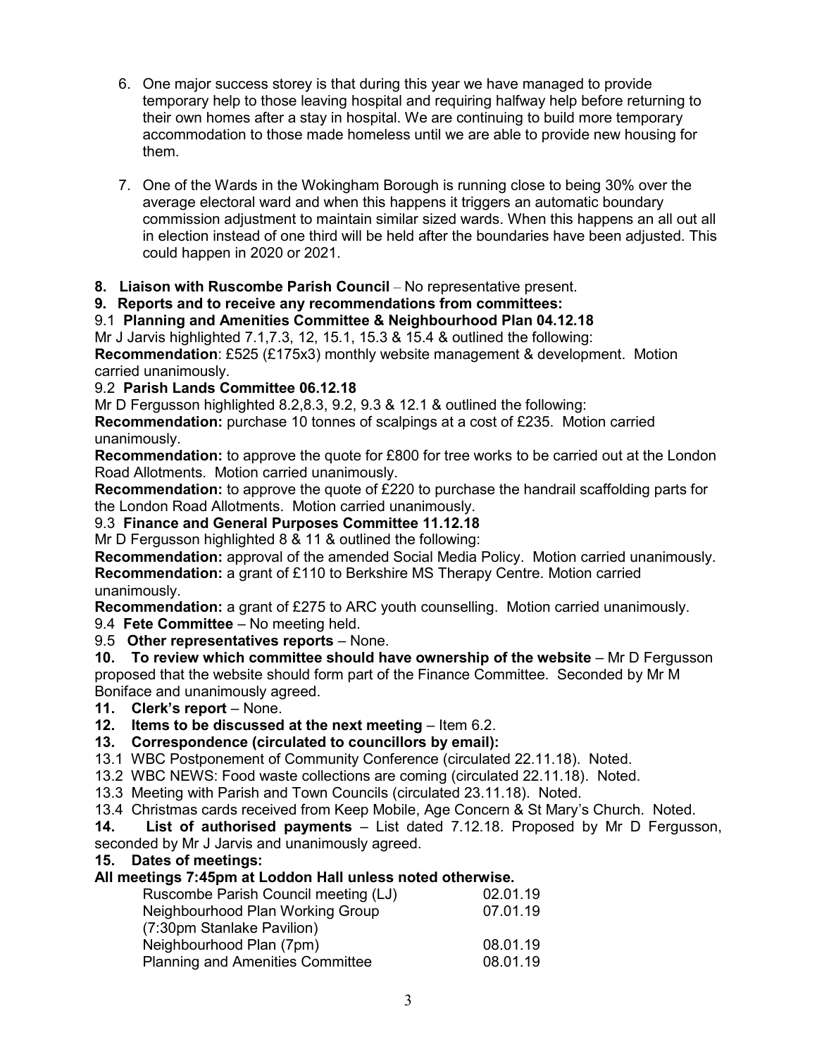6. One major success storey is that during this year we have managed to provide temporary help to those leaving hospital and requiring halfway help before returning to their own homes after a stay in hospital. We are continuing to build more temporary accommodation to those made homeless until we are able to provide new housing for them.

7. One of the Wards in the Wokingham Borough is running close to being 30% over the average electoral ward and when this happens it triggers an automatic boundary commission adjustment to maintain similar sized wards. When this happens an all out all in election instead of one third will be held after the boundaries have been adjusted. This could happen in 2020 or 2021.

**8. Liaison with Ruscombe Parish Council** – No representative present.

**9. Reports and to receive any recommendations from committees:**

9.1 **Planning and Amenities Committee & Neighbourhood Plan 04.12.18**

Mr J Jarvis highlighted 7.1,7.3, 12, 15.1, 15.3 & 15.4 & outlined the following:

**Recommendation**: £525 (£175x3) monthly website management & development. Motion carried unanimously.

9.2 **Parish Lands Committee 06.12.18**

Mr D Fergusson highlighted 8.2,8.3, 9.2, 9.3 & 12.1 & outlined the following:

**Recommendation:** purchase 10 tonnes of scalpings at a cost of £235. Motion carried unanimously.

**Recommendation:** to approve the quote for £800 for tree works to be carried out at the London Road Allotments. Motion carried unanimously.

**Recommendation:** to approve the quote of £220 to purchase the handrail scaffolding parts for the London Road Allotments. Motion carried unanimously.

9.3 **Finance and General Purposes Committee 11.12.18**

Mr D Fergusson highlighted 8 & 11 & outlined the following:

**Recommendation:** approval of the amended Social Media Policy. Motion carried unanimously.

**Recommendation:** a grant of £110 to Berkshire MS Therapy Centre. Motion carried unanimously.

**Recommendation:** a grant of £275 to ARC youth counselling. Motion carried unanimously.

9.4 **Fete Committee** – No meeting held.

9.5 **Other representatives reports** – None.

**10. To review which committee should have ownership of the website** – Mr D Fergusson proposed that the website should form part of the Finance Committee. Seconded by Mr M Boniface and unanimously agreed.

**11. Clerk's report** – None.

**12. Items to be discussed at the next meeting** – Item 6.2.

**13. Correspondence (circulated to councillors by email):**

13.1 WBC Postponement of Community Conference (circulated 22.11.18). Noted.

13.2 WBC NEWS: Food waste collections are coming (circulated 22.11.18). Noted.

13.3 Meeting with Parish and Town Councils (circulated 23.11.18). Noted.

13.4 Christmas cards received from Keep Mobile, Age Concern & St Mary's Church. Noted.

**14. List of authorised payments** – List dated 7.12.18. Proposed by Mr D Fergusson, seconded by Mr J Jarvis and unanimously agreed.

**15. Dates of meetings:**

**All meetings 7:45pm at Loddon Hall unless noted otherwise.**

| | |
|---|---|
| Ruscombe Parish Council meeting (LJ) | 02.01.19 |
| Neighbourhood Plan Working Group (7:30pm Stanlake Pavilion) | 07.01.19 |
| Neighbourhood Plan (7pm) | 08.01.19 |
| Planning and Amenities Committee | 08.01.19 |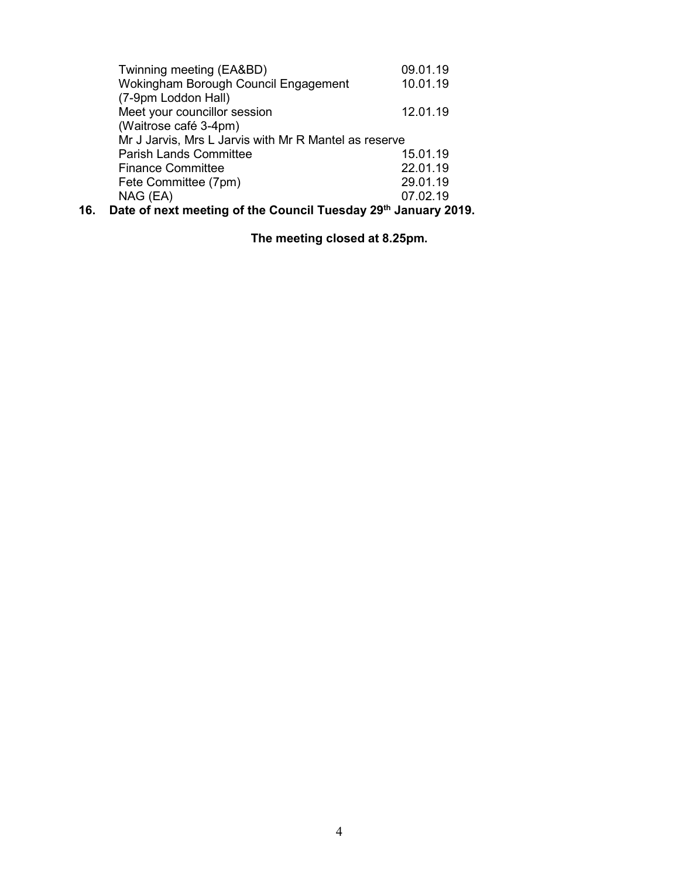| | |
|---|---|
| Twinning meeting (EA&BD) | 09.01.19 |
| Wokingham Borough Council Engagement (7-9pm Loddon Hall) | 10.01.19 |
| Meet your councillor session (Waitrose café 3-4pm) | 12.01.19 |
| Mr J Jarvis, Mrs L Jarvis with Mr R Mantel as reserve | |
| Parish Lands Committee | 15.01.19 |
| Finance Committee | 22.01.19 |
| Fete Committee (7pm) | 29.01.19 |
| NAG (EA) | 07.02.19 |

**16. Date of next meeting of the Council Tuesday 29th January 2019.**

**The meeting closed at 8.25pm.**